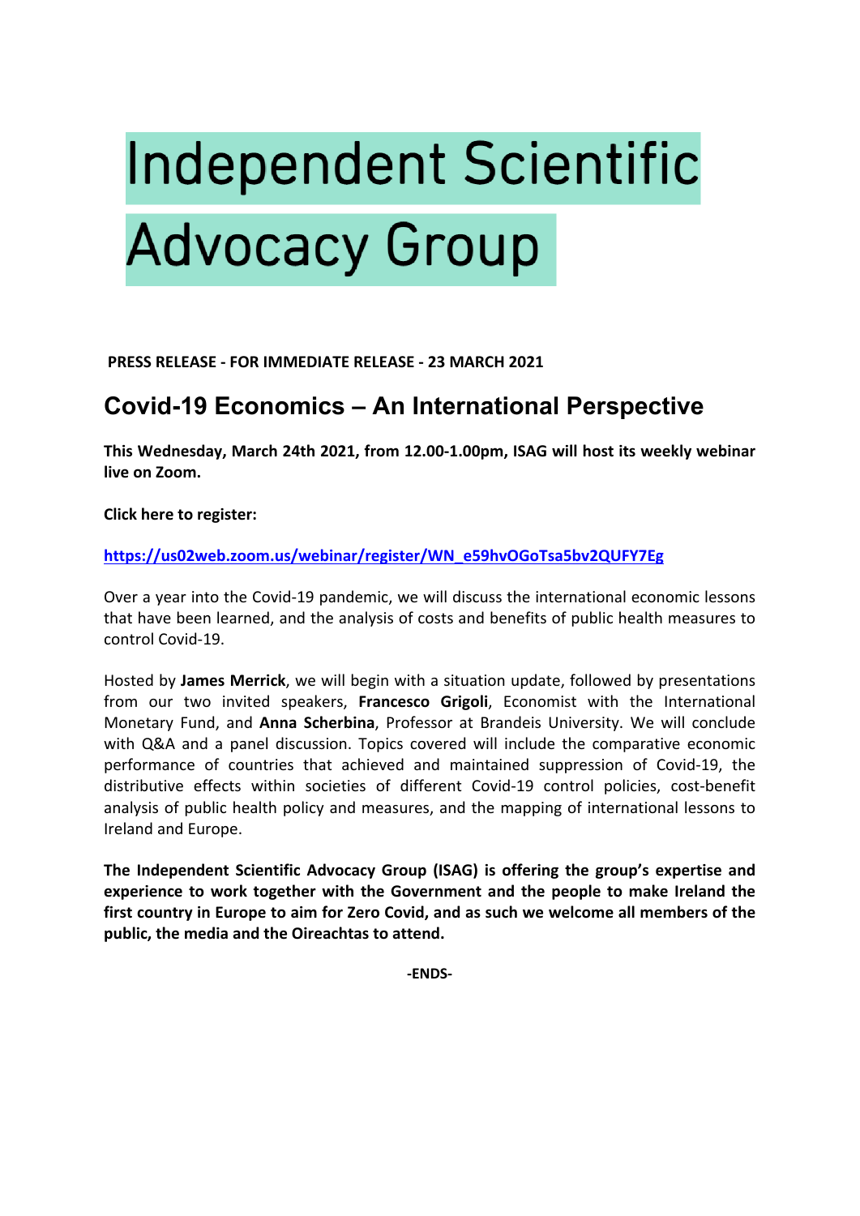# Independent Scientific Advocacy Group

**PRESS RELEASE - FOR IMMEDIATE RELEASE - 23 MARCH 2021**

## Covid-19 Economics – An International Perspective

**This Wednesday, March 24th 2021, from 12.00-1.00pm, ISAG will host its weekly webinar live on Zoom.**

**Click here to register:**

**https://us02web.zoom.us/webinar/register/WN_e59hvOGoTsa5bv2QUFY7Eg**

Over a year into the Covid-19 pandemic, we will discuss the international economic lessons that have been learned, and the analysis of costs and benefits of public health measures to control Covid-19.

Hosted by **James Merrick**, we will begin with a situation update, followed by presentations from our two invited speakers, **Francesco Grigoli**, Economist with the International Monetary Fund, and **Anna Scherbina**, Professor at Brandeis University. We will conclude with Q&A and a panel discussion. Topics covered will include the comparative economic performance of countries that achieved and maintained suppression of Covid-19, the distributive effects within societies of different Covid-19 control policies, cost-benefit analysis of public health policy and measures, and the mapping of international lessons to Ireland and Europe.

**The Independent Scientific Advocacy Group (ISAG) is offering the group's expertise and experience to work together with the Government and the people to make Ireland the first country in Europe to aim for Zero Covid, and as such we welcome all members of the public, the media and the Oireachtas to attend.**

**-ENDS-**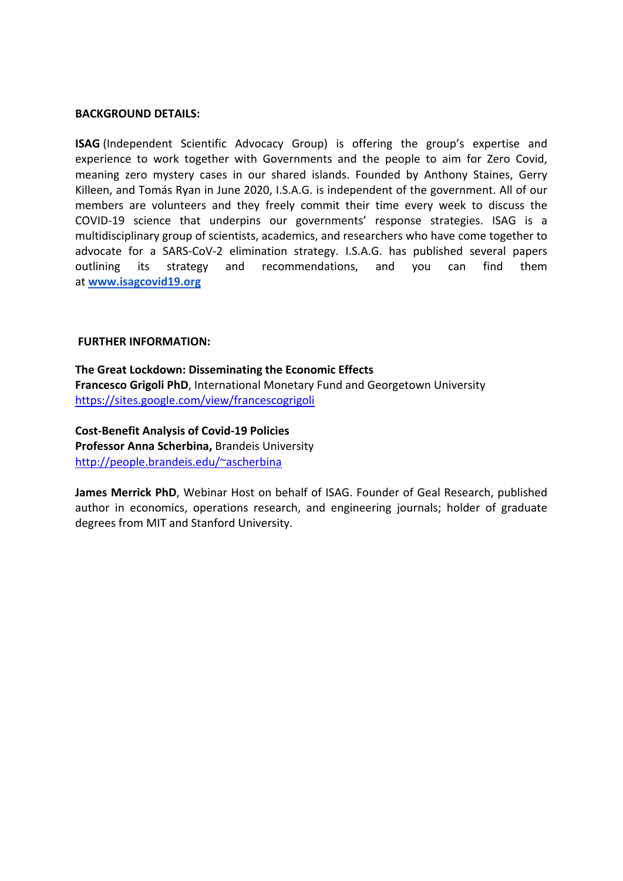**BACKGROUND DETAILS:**

**ISAG** (Independent Scientific Advocacy Group) is offering the group's expertise and experience to work together with Governments and the people to aim for Zero Covid, meaning zero mystery cases in our shared islands. Founded by Anthony Staines, Gerry Killeen, and Tomás Ryan in June 2020, I.S.A.G. is independent of the government. All of our members are volunteers and they freely commit their time every week to discuss the COVID-19 science that underpins our governments' response strategies. ISAG is a multidisciplinary group of scientists, academics, and researchers who have come together to advocate for a SARS-CoV-2 elimination strategy. I.S.A.G. has published several papers outlining its strategy and recommendations, and you can find them at **www.isagcovid19.org**

**FURTHER INFORMATION:**

**The Great Lockdown: Disseminating the Economic Effects**
**Francesco Grigoli PhD**, International Monetary Fund and Georgetown University
https://sites.google.com/view/francescogrigoli

**Cost-Benefit Analysis of Covid-19 Policies**
**Professor Anna Scherbina,** Brandeis University
http://people.brandeis.edu/~ascherbina

**James Merrick PhD**, Webinar Host on behalf of ISAG. Founder of Geal Research, published author in economics, operations research, and engineering journals; holder of graduate degrees from MIT and Stanford University.